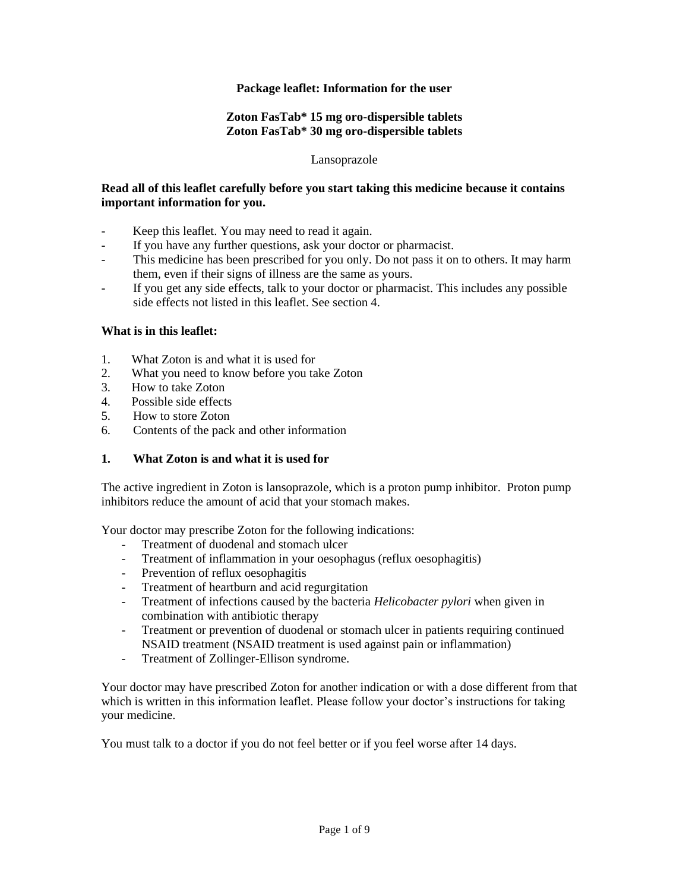**Package leaflet: Information for the user**

**Zoton FasTab* 15 mg oro-dispersible tablets**
**Zoton FasTab* 30 mg oro-dispersible tablets**

Lansoprazole

**Read all of this leaflet carefully before you start taking this medicine because it contains important information for you.**

- Keep this leaflet. You may need to read it again.
- If you have any further questions, ask your doctor or pharmacist.
- This medicine has been prescribed for you only. Do not pass it on to others. It may harm them, even if their signs of illness are the same as yours.
- If you get any side effects, talk to your doctor or pharmacist. This includes any possible side effects not listed in this leaflet. See section 4.

**What is in this leaflet:**

1. What Zoton is and what it is used for
2. What you need to know before you take Zoton
3. How to take Zoton
4. Possible side effects
5. How to store Zoton
6. Contents of the pack and other information

## 1. What Zoton is and what it is used for

The active ingredient in Zoton is lansoprazole, which is a proton pump inhibitor. Proton pump inhibitors reduce the amount of acid that your stomach makes.

Your doctor may prescribe Zoton for the following indications:

- Treatment of duodenal and stomach ulcer
- Treatment of inflammation in your oesophagus (reflux oesophagitis)
- Prevention of reflux oesophagitis
- Treatment of heartburn and acid regurgitation
- Treatment of infections caused by the bacteria *Helicobacter pylori* when given in combination with antibiotic therapy
- Treatment or prevention of duodenal or stomach ulcer in patients requiring continued NSAID treatment (NSAID treatment is used against pain or inflammation)
- Treatment of Zollinger-Ellison syndrome.

Your doctor may have prescribed Zoton for another indication or with a dose different from that which is written in this information leaflet. Please follow your doctor's instructions for taking your medicine.

You must talk to a doctor if you do not feel better or if you feel worse after 14 days.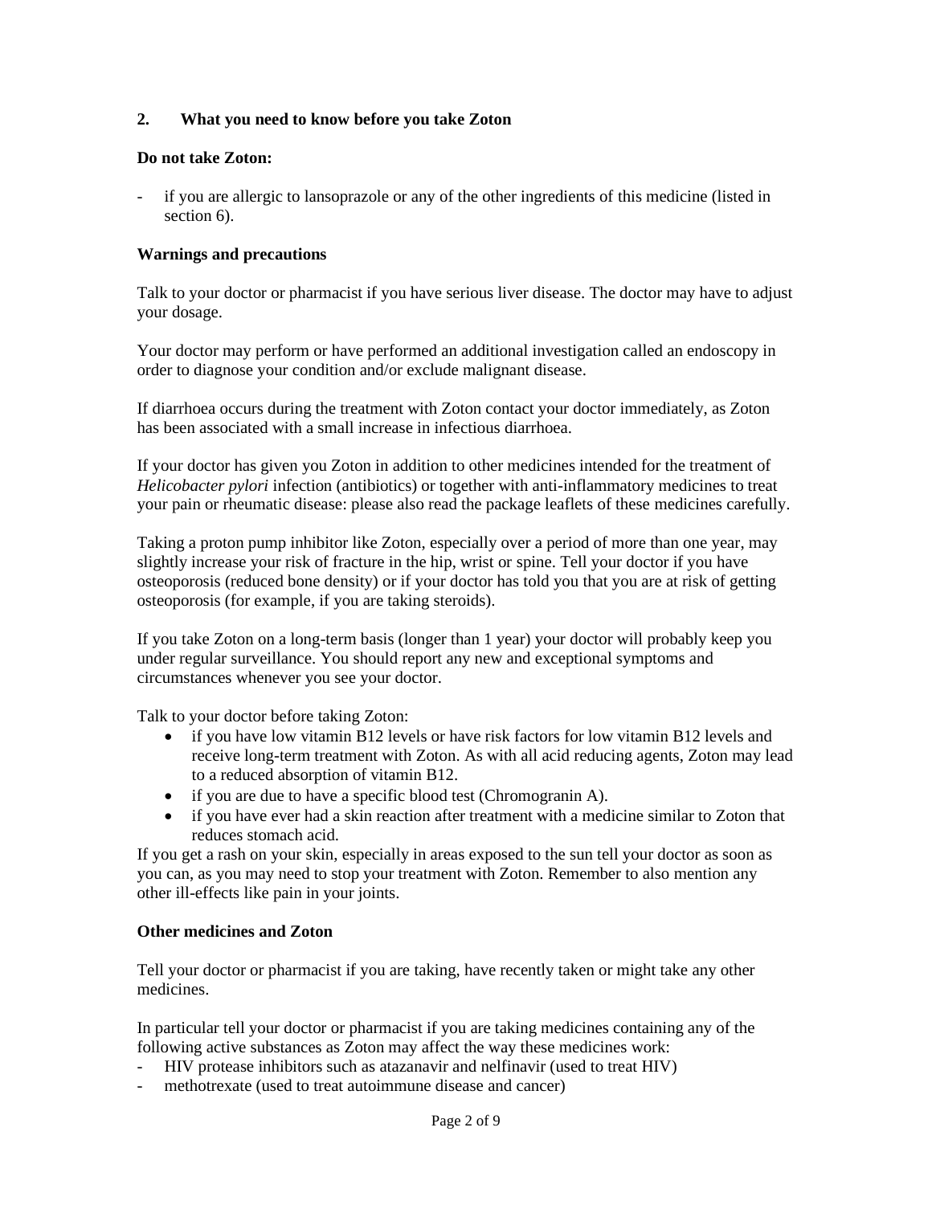## 2. What you need to know before you take Zoton

**Do not take Zoton:**

- if you are allergic to lansoprazole or any of the other ingredients of this medicine (listed in section 6).

**Warnings and precautions**

Talk to your doctor or pharmacist if you have serious liver disease. The doctor may have to adjust your dosage.

Your doctor may perform or have performed an additional investigation called an endoscopy in order to diagnose your condition and/or exclude malignant disease.

If diarrhoea occurs during the treatment with Zoton contact your doctor immediately, as Zoton has been associated with a small increase in infectious diarrhoea.

If your doctor has given you Zoton in addition to other medicines intended for the treatment of *Helicobacter pylori* infection (antibiotics) or together with anti-inflammatory medicines to treat your pain or rheumatic disease: please also read the package leaflets of these medicines carefully.

Taking a proton pump inhibitor like Zoton, especially over a period of more than one year, may slightly increase your risk of fracture in the hip, wrist or spine. Tell your doctor if you have osteoporosis (reduced bone density) or if your doctor has told you that you are at risk of getting osteoporosis (for example, if you are taking steroids).

If you take Zoton on a long-term basis (longer than 1 year) your doctor will probably keep you under regular surveillance. You should report any new and exceptional symptoms and circumstances whenever you see your doctor.

Talk to your doctor before taking Zoton:

- if you have low vitamin B12 levels or have risk factors for low vitamin B12 levels and receive long-term treatment with Zoton. As with all acid reducing agents, Zoton may lead to a reduced absorption of vitamin B12.
- if you are due to have a specific blood test (Chromogranin A).
- if you have ever had a skin reaction after treatment with a medicine similar to Zoton that reduces stomach acid.

If you get a rash on your skin, especially in areas exposed to the sun tell your doctor as soon as you can, as you may need to stop your treatment with Zoton. Remember to also mention any other ill-effects like pain in your joints.

**Other medicines and Zoton**

Tell your doctor or pharmacist if you are taking, have recently taken or might take any other medicines.

In particular tell your doctor or pharmacist if you are taking medicines containing any of the following active substances as Zoton may affect the way these medicines work:

- HIV protease inhibitors such as atazanavir and nelfinavir (used to treat HIV)
- methotrexate (used to treat autoimmune disease and cancer)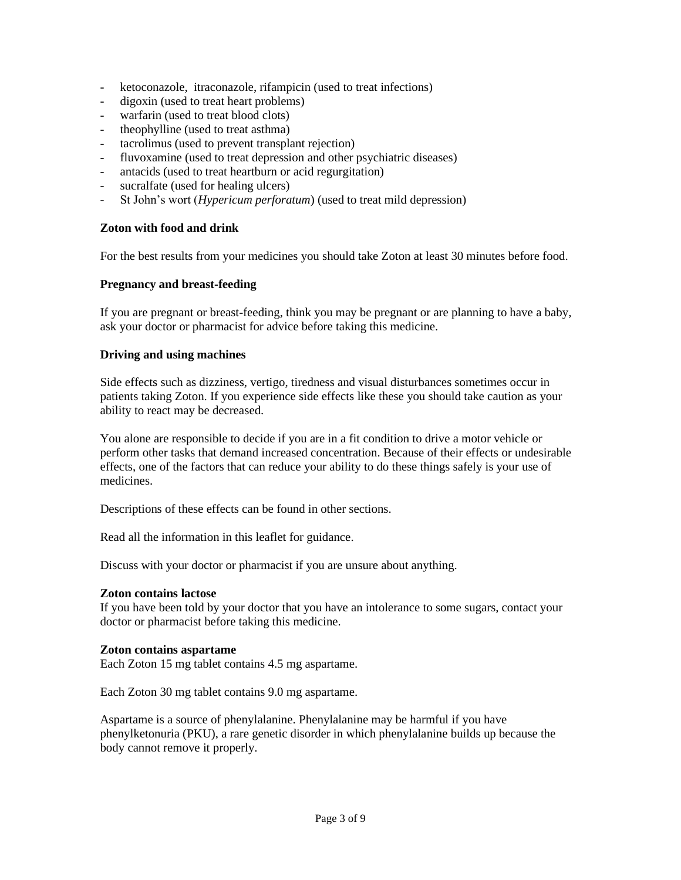- ketoconazole, itraconazole, rifampicin (used to treat infections)
- digoxin (used to treat heart problems)
- warfarin (used to treat blood clots)
- theophylline (used to treat asthma)
- tacrolimus (used to prevent transplant rejection)
- fluvoxamine (used to treat depression and other psychiatric diseases)
- antacids (used to treat heartburn or acid regurgitation)
- sucralfate (used for healing ulcers)
- St John's wort (*Hypericum perforatum*) (used to treat mild depression)

**Zoton with food and drink**

For the best results from your medicines you should take Zoton at least 30 minutes before food.

**Pregnancy and breast-feeding**

If you are pregnant or breast-feeding, think you may be pregnant or are planning to have a baby, ask your doctor or pharmacist for advice before taking this medicine.

**Driving and using machines**

Side effects such as dizziness, vertigo, tiredness and visual disturbances sometimes occur in patients taking Zoton. If you experience side effects like these you should take caution as your ability to react may be decreased.

You alone are responsible to decide if you are in a fit condition to drive a motor vehicle or perform other tasks that demand increased concentration. Because of their effects or undesirable effects, one of the factors that can reduce your ability to do these things safely is your use of medicines.

Descriptions of these effects can be found in other sections.

Read all the information in this leaflet for guidance.

Discuss with your doctor or pharmacist if you are unsure about anything.

**Zoton contains lactose**

If you have been told by your doctor that you have an intolerance to some sugars, contact your doctor or pharmacist before taking this medicine.

**Zoton contains aspartame**

Each Zoton 15 mg tablet contains 4.5 mg aspartame.

Each Zoton 30 mg tablet contains 9.0 mg aspartame.

Aspartame is a source of phenylalanine. Phenylalanine may be harmful if you have phenylketonuria (PKU), a rare genetic disorder in which phenylalanine builds up because the body cannot remove it properly.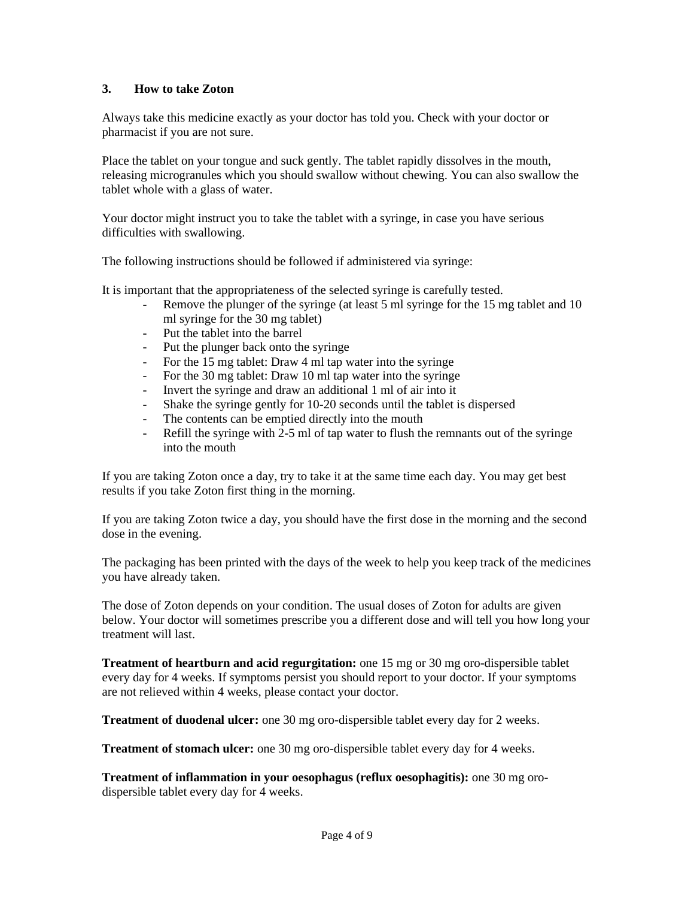### 3. How to take Zoton

Always take this medicine exactly as your doctor has told you. Check with your doctor or pharmacist if you are not sure.

Place the tablet on your tongue and suck gently. The tablet rapidly dissolves in the mouth, releasing microgranules which you should swallow without chewing. You can also swallow the tablet whole with a glass of water.

Your doctor might instruct you to take the tablet with a syringe, in case you have serious difficulties with swallowing.

The following instructions should be followed if administered via syringe:

It is important that the appropriateness of the selected syringe is carefully tested.

- Remove the plunger of the syringe (at least 5 ml syringe for the 15 mg tablet and 10 ml syringe for the 30 mg tablet)
- Put the tablet into the barrel
- Put the plunger back onto the syringe
- For the 15 mg tablet: Draw 4 ml tap water into the syringe
- For the 30 mg tablet: Draw 10 ml tap water into the syringe
- Invert the syringe and draw an additional 1 ml of air into it
- Shake the syringe gently for 10-20 seconds until the tablet is dispersed
- The contents can be emptied directly into the mouth
- Refill the syringe with 2-5 ml of tap water to flush the remnants out of the syringe into the mouth

If you are taking Zoton once a day, try to take it at the same time each day. You may get best results if you take Zoton first thing in the morning.

If you are taking Zoton twice a day, you should have the first dose in the morning and the second dose in the evening.

The packaging has been printed with the days of the week to help you keep track of the medicines you have already taken.

The dose of Zoton depends on your condition. The usual doses of Zoton for adults are given below. Your doctor will sometimes prescribe you a different dose and will tell you how long your treatment will last.

**Treatment of heartburn and acid regurgitation:** one 15 mg or 30 mg oro-dispersible tablet every day for 4 weeks. If symptoms persist you should report to your doctor. If your symptoms are not relieved within 4 weeks, please contact your doctor.

**Treatment of duodenal ulcer:** one 30 mg oro-dispersible tablet every day for 2 weeks.

**Treatment of stomach ulcer:** one 30 mg oro-dispersible tablet every day for 4 weeks.

**Treatment of inflammation in your oesophagus (reflux oesophagitis):** one 30 mg oro-dispersible tablet every day for 4 weeks.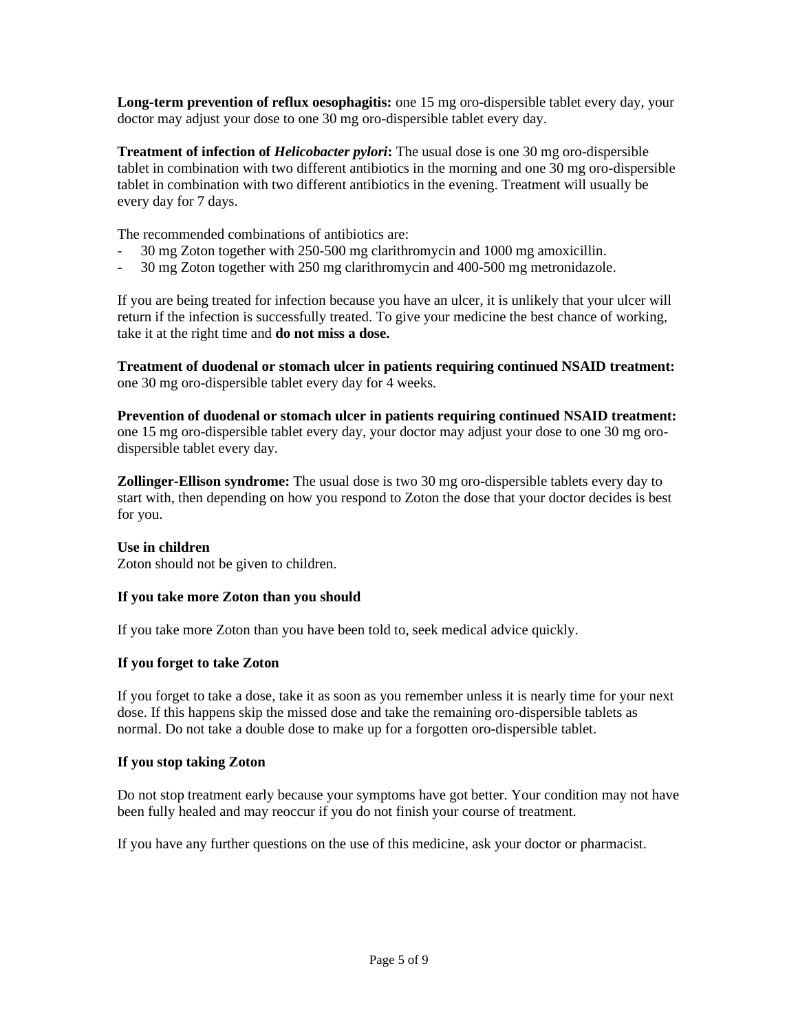**Long-term prevention of reflux oesophagitis:** one 15 mg oro-dispersible tablet every day, your doctor may adjust your dose to one 30 mg oro-dispersible tablet every day.

**Treatment of infection of *Helicobacter pylori*:** The usual dose is one 30 mg oro-dispersible tablet in combination with two different antibiotics in the morning and one 30 mg oro-dispersible tablet in combination with two different antibiotics in the evening. Treatment will usually be every day for 7 days.

The recommended combinations of antibiotics are:

- 30 mg Zoton together with 250-500 mg clarithromycin and 1000 mg amoxicillin.
- 30 mg Zoton together with 250 mg clarithromycin and 400-500 mg metronidazole.

If you are being treated for infection because you have an ulcer, it is unlikely that your ulcer will return if the infection is successfully treated. To give your medicine the best chance of working, take it at the right time and **do not miss a dose.**

**Treatment of duodenal or stomach ulcer in patients requiring continued NSAID treatment:** one 30 mg oro-dispersible tablet every day for 4 weeks.

**Prevention of duodenal or stomach ulcer in patients requiring continued NSAID treatment:** one 15 mg oro-dispersible tablet every day, your doctor may adjust your dose to one 30 mg oro-dispersible tablet every day.

**Zollinger-Ellison syndrome:** The usual dose is two 30 mg oro-dispersible tablets every day to start with, then depending on how you respond to Zoton the dose that your doctor decides is best for you.

**Use in children**

Zoton should not be given to children.

**If you take more Zoton than you should**

If you take more Zoton than you have been told to, seek medical advice quickly.

**If you forget to take Zoton**

If you forget to take a dose, take it as soon as you remember unless it is nearly time for your next dose. If this happens skip the missed dose and take the remaining oro-dispersible tablets as normal. Do not take a double dose to make up for a forgotten oro-dispersible tablet.

**If you stop taking Zoton**

Do not stop treatment early because your symptoms have got better. Your condition may not have been fully healed and may reoccur if you do not finish your course of treatment.

If you have any further questions on the use of this medicine, ask your doctor or pharmacist.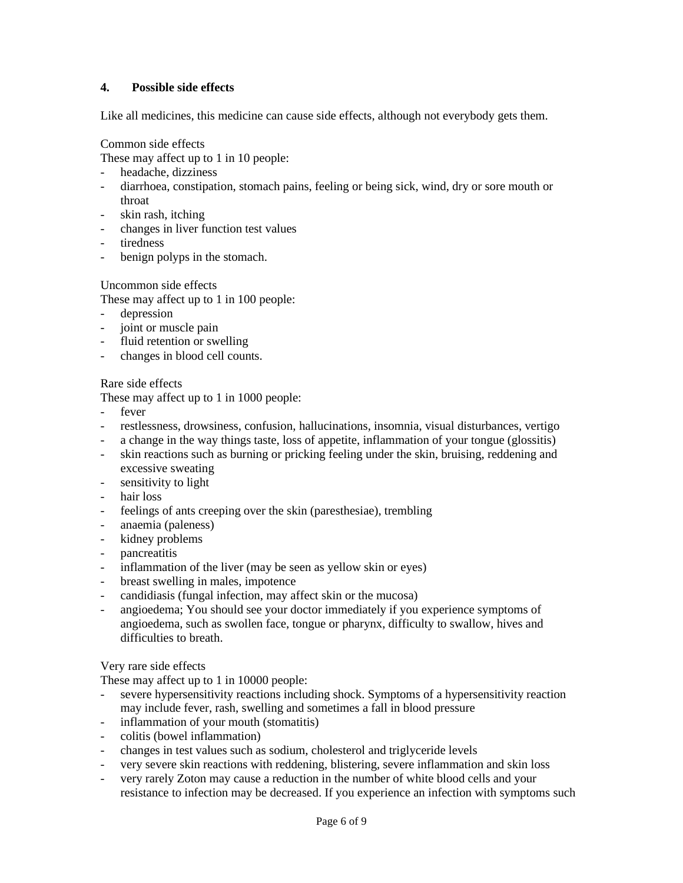## 4. Possible side effects

Like all medicines, this medicine can cause side effects, although not everybody gets them.

Common side effects
These may affect up to 1 in 10 people:
- headache, dizziness
- diarrhoea, constipation, stomach pains, feeling or being sick, wind, dry or sore mouth or throat
- skin rash, itching
- changes in liver function test values
- tiredness
- benign polyps in the stomach.

Uncommon side effects
These may affect up to 1 in 100 people:
- depression
- joint or muscle pain
- fluid retention or swelling
- changes in blood cell counts.

Rare side effects
These may affect up to 1 in 1000 people:
- fever
- restlessness, drowsiness, confusion, hallucinations, insomnia, visual disturbances, vertigo
- a change in the way things taste, loss of appetite, inflammation of your tongue (glossitis)
- skin reactions such as burning or pricking feeling under the skin, bruising, reddening and excessive sweating
- sensitivity to light
- hair loss
- feelings of ants creeping over the skin (paresthesiae), trembling
- anaemia (paleness)
- kidney problems
- pancreatitis
- inflammation of the liver (may be seen as yellow skin or eyes)
- breast swelling in males, impotence
- candidiasis (fungal infection, may affect skin or the mucosa)
- angioedema; You should see your doctor immediately if you experience symptoms of angioedema, such as swollen face, tongue or pharynx, difficulty to swallow, hives and difficulties to breath.

Very rare side effects
These may affect up to 1 in 10000 people:
- severe hypersensitivity reactions including shock. Symptoms of a hypersensitivity reaction may include fever, rash, swelling and sometimes a fall in blood pressure
- inflammation of your mouth (stomatitis)
- colitis (bowel inflammation)
- changes in test values such as sodium, cholesterol and triglyceride levels
- very severe skin reactions with reddening, blistering, severe inflammation and skin loss
- very rarely Zoton may cause a reduction in the number of white blood cells and your resistance to infection may be decreased. If you experience an infection with symptoms such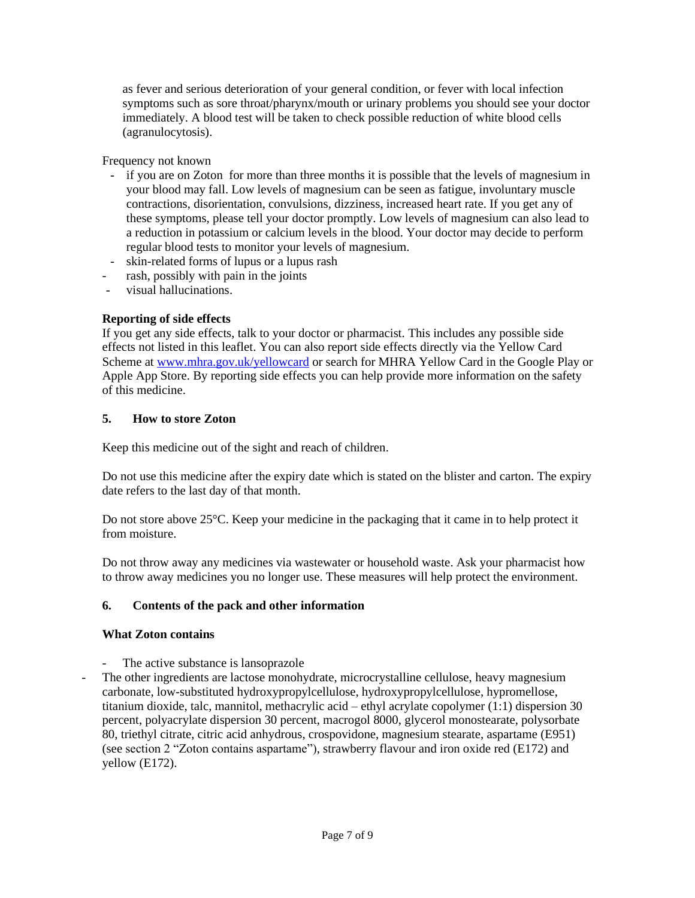as fever and serious deterioration of your general condition, or fever with local infection symptoms such as sore throat/pharynx/mouth or urinary problems you should see your doctor immediately. A blood test will be taken to check possible reduction of white blood cells (agranulocytosis).

Frequency not known

- if you are on Zoton for more than three months it is possible that the levels of magnesium in your blood may fall. Low levels of magnesium can be seen as fatigue, involuntary muscle contractions, disorientation, convulsions, dizziness, increased heart rate. If you get any of these symptoms, please tell your doctor promptly. Low levels of magnesium can also lead to a reduction in potassium or calcium levels in the blood. Your doctor may decide to perform regular blood tests to monitor your levels of magnesium.
- skin-related forms of lupus or a lupus rash
- rash, possibly with pain in the joints
- visual hallucinations.

**Reporting of side effects**
If you get any side effects, talk to your doctor or pharmacist. This includes any possible side effects not listed in this leaflet. You can also report side effects directly via the Yellow Card Scheme at [www.mhra.gov.uk/yellowcard](www.mhra.gov.uk/yellowcard) or search for MHRA Yellow Card in the Google Play or Apple App Store. By reporting side effects you can help provide more information on the safety of this medicine.

## 5. How to store Zoton

Keep this medicine out of the sight and reach of children.

Do not use this medicine after the expiry date which is stated on the blister and carton. The expiry date refers to the last day of that month.

Do not store above 25°C. Keep your medicine in the packaging that it came in to help protect it from moisture.

Do not throw away any medicines via wastewater or household waste. Ask your pharmacist how to throw away medicines you no longer use. These measures will help protect the environment.

## 6. Contents of the pack and other information

**What Zoton contains**

- The active substance is lansoprazole
- The other ingredients are lactose monohydrate, microcrystalline cellulose, heavy magnesium carbonate, low-substituted hydroxypropylcellulose, hydroxypropylcellulose, hypromellose, titanium dioxide, talc, mannitol, methacrylic acid – ethyl acrylate copolymer (1:1) dispersion 30 percent, polyacrylate dispersion 30 percent, macrogol 8000, glycerol monostearate, polysorbate 80, triethyl citrate, citric acid anhydrous, crospovidone, magnesium stearate, aspartame (E951) (see section 2 "Zoton contains aspartame"), strawberry flavour and iron oxide red (E172) and yellow (E172).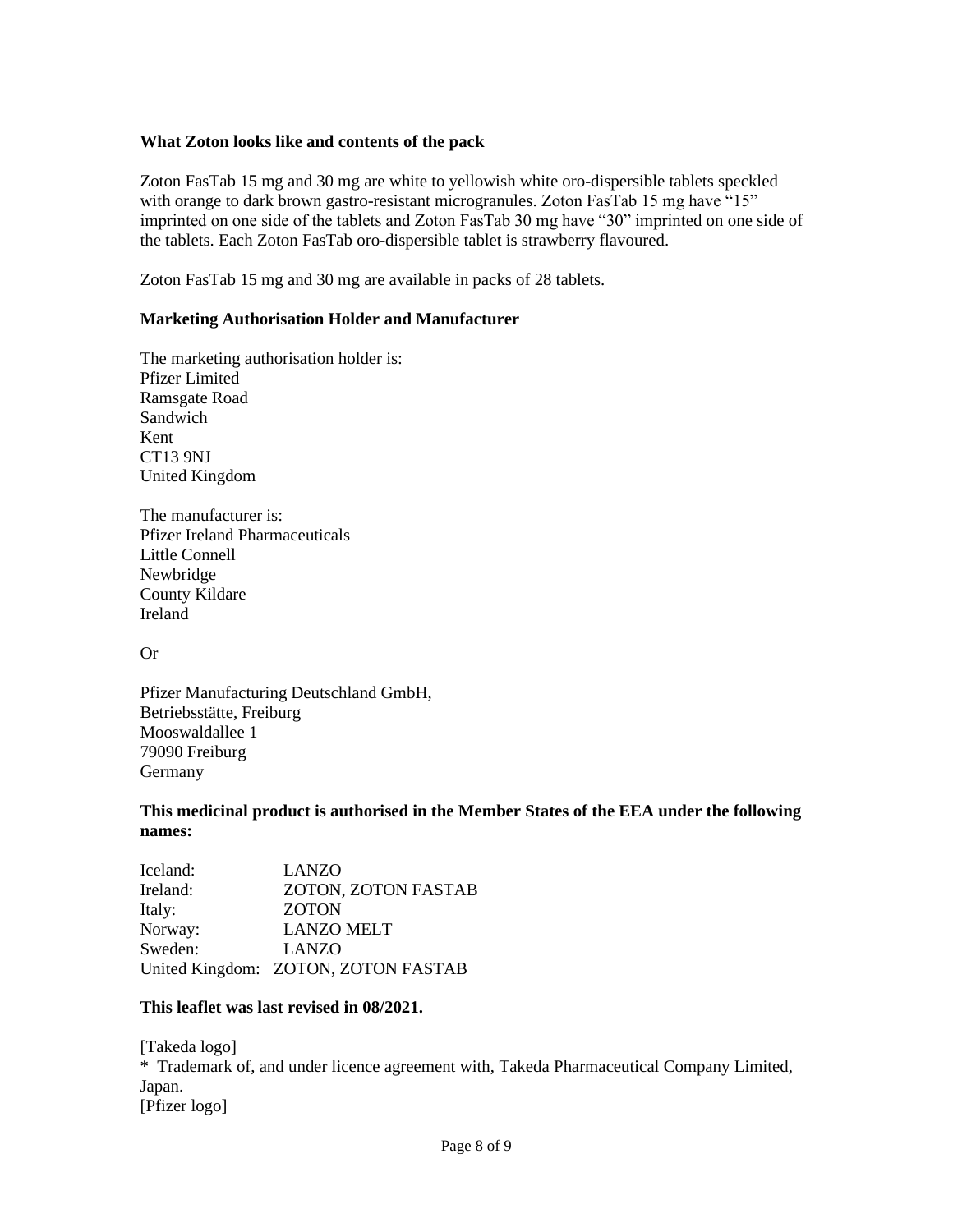**What Zoton looks like and contents of the pack**

Zoton FasTab 15 mg and 30 mg are white to yellowish white oro-dispersible tablets speckled with orange to dark brown gastro-resistant microgranules. Zoton FasTab 15 mg have "15" imprinted on one side of the tablets and Zoton FasTab 30 mg have "30" imprinted on one side of the tablets. Each Zoton FasTab oro-dispersible tablet is strawberry flavoured.

Zoton FasTab 15 mg and 30 mg are available in packs of 28 tablets.

**Marketing Authorisation Holder and Manufacturer**

The marketing authorisation holder is:
Pfizer Limited
Ramsgate Road
Sandwich
Kent
CT13 9NJ
United Kingdom

The manufacturer is:
Pfizer Ireland Pharmaceuticals
Little Connell
Newbridge
County Kildare
Ireland

Or

Pfizer Manufacturing Deutschland GmbH,
Betriebsstätte, Freiburg
Mooswaldallee 1
79090 Freiburg
Germany

**This medicinal product is authorised in the Member States of the EEA under the following names:**

| | |
|---|---|
| Iceland: | LANZO |
| Ireland: | ZOTON, ZOTON FASTAB |
| Italy: | ZOTON |
| Norway: | LANZO MELT |
| Sweden: | LANZO |
| United Kingdom: | ZOTON, ZOTON FASTAB |

**This leaflet was last revised in 08/2021.**

[Takeda logo]
* Trademark of, and under licence agreement with, Takeda Pharmaceutical Company Limited, Japan.
[Pfizer logo]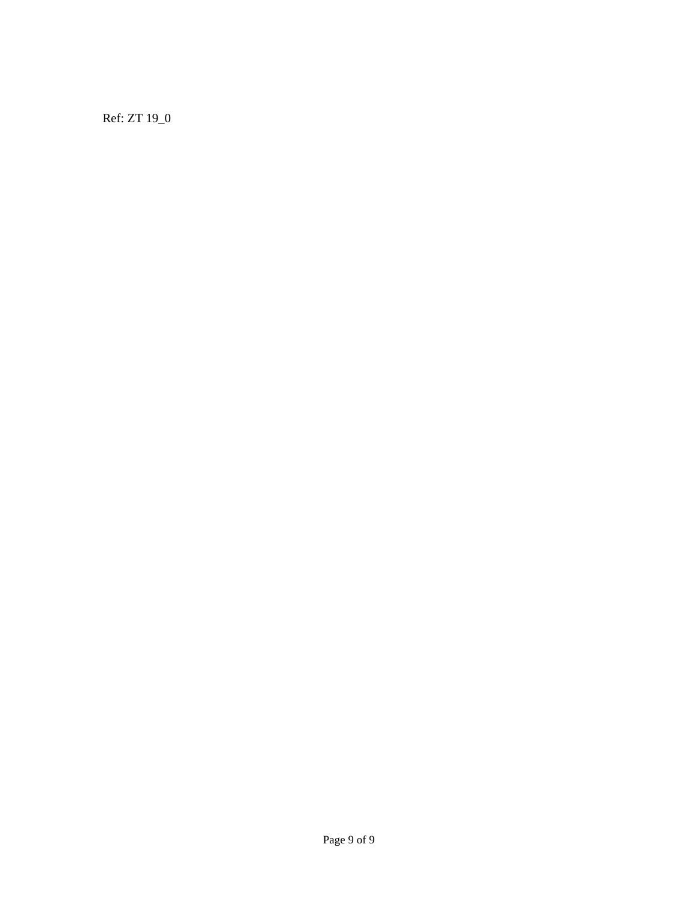Ref: ZT 19_0